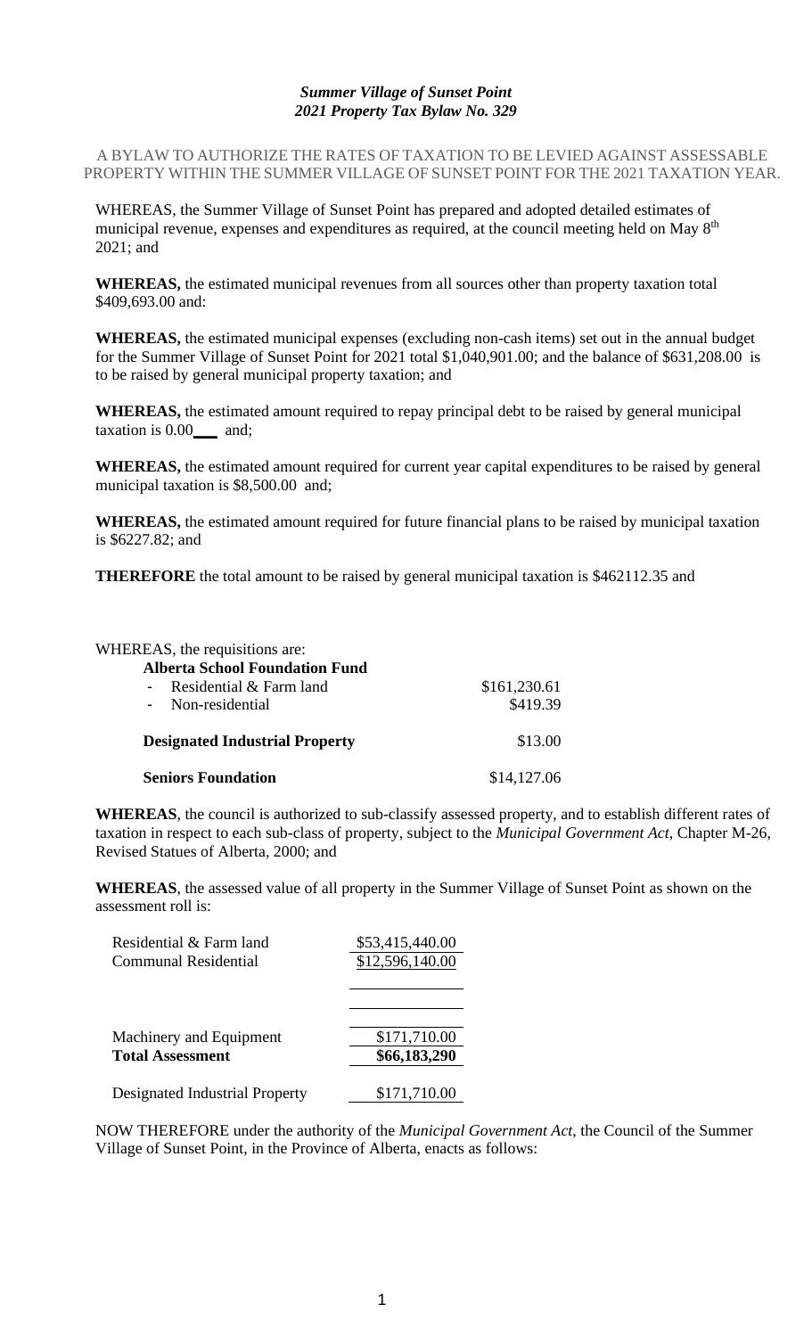***Summer Village of Sunset Point***
***2021 Property Tax Bylaw No. 329***

A BYLAW TO AUTHORIZE THE RATES OF TAXATION TO BE LEVIED AGAINST ASSESSABLE PROPERTY WITHIN THE SUMMER VILLAGE OF SUNSET POINT FOR THE 2021 TAXATION YEAR.

WHEREAS, the Summer Village of Sunset Point has prepared and adopted detailed estimates of municipal revenue, expenses and expenditures as required, at the council meeting held on May 8th 2021; and

**WHEREAS,** the estimated municipal revenues from all sources other than property taxation total $409,693.00 and:

**WHEREAS,** the estimated municipal expenses (excluding non-cash items) set out in the annual budget for the Summer Village of Sunset Point for 2021 total $1,040,901.00; and the balance of $631,208.00 is to be raised by general municipal property taxation; and

**WHEREAS,** the estimated amount required to repay principal debt to be raised by general municipal taxation is 0.00___ and;

**WHEREAS,** the estimated amount required for current year capital expenditures to be raised by general municipal taxation is $8,500.00 and;

**WHEREAS,** the estimated amount required for future financial plans to be raised by municipal taxation is $6227.82; and

**THEREFORE** the total amount to be raised by general municipal taxation is $462112.35 and

WHEREAS, the requisitions are:

| | |
|---|---|
| **Alberta School Foundation Fund** | |
| - Residential & Farm land | $161,230.61 |
| - Non-residential | $419.39 |
| **Designated Industrial Property** | $13.00 |
| **Seniors Foundation** | $14,127.06 |

**WHEREAS**, the council is authorized to sub-classify assessed property, and to establish different rates of taxation in respect to each sub-class of property, subject to the *Municipal Government Act*, Chapter M-26, Revised Statues of Alberta, 2000; and

**WHEREAS**, the assessed value of all property in the Summer Village of Sunset Point as shown on the assessment roll is:

| | |
|---|---|
| Residential & Farm land | $53,415,440.00 |
| Communal Residential | $12,596,140.00 |
| | |
| | |
| Machinery and Equipment | $171,710.00 |
| **Total Assessment** | **$66,183,290** |
| Designated Industrial Property | $171,710.00 |

NOW THEREFORE under the authority of the *Municipal Government Act*, the Council of the Summer Village of Sunset Point, in the Province of Alberta, enacts as follows: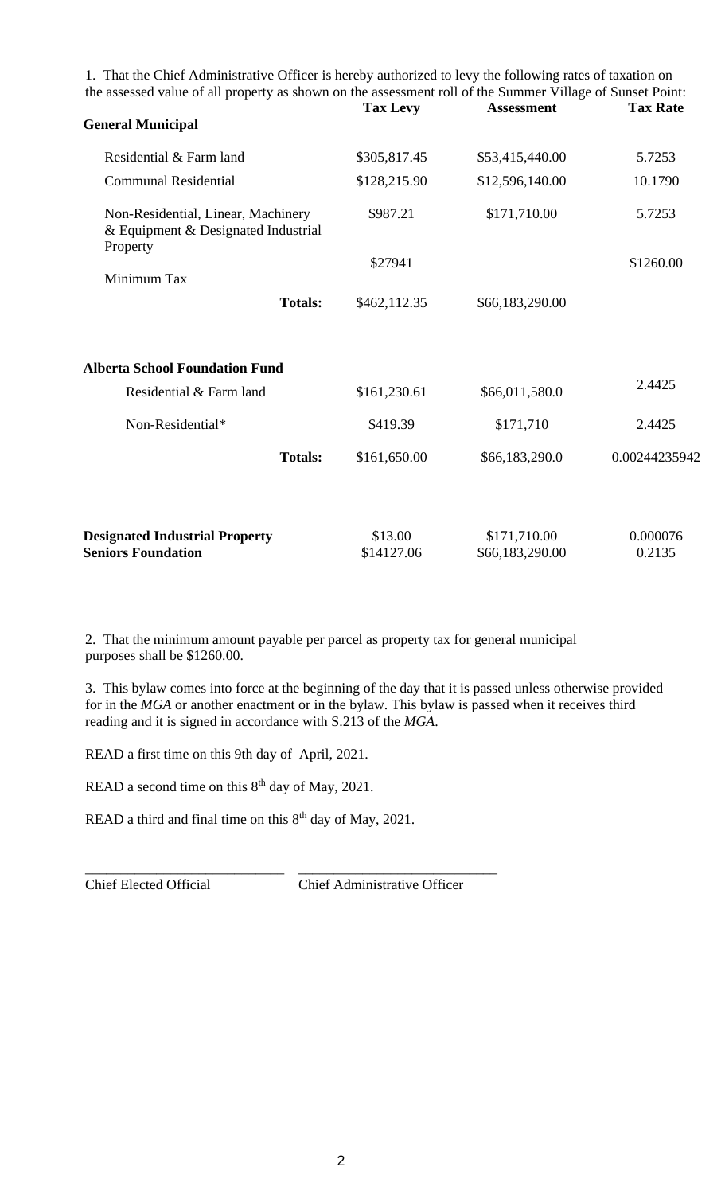1. That the Chief Administrative Officer is hereby authorized to levy the following rates of taxation on the assessed value of all property as shown on the assessment roll of the Summer Village of Sunset Point:

| | Tax Levy | Assessment | Tax Rate |
|---|---|---|---|
| **General Municipal** | | | |
| Residential & Farm land | $305,817.45 | $53,415,440.00 | 5.7253 |
| Communal Residential | $128,215.90 | $12,596,140.00 | 10.1790 |
| Non-Residential, Linear, Machinery & Equipment & Designated Industrial Property | $987.21 | $171,710.00 | 5.7253 |
| Minimum Tax | $27941 | | $1260.00 |
| **Totals:** | $462,112.35 | $66,183,290.00 | |
| **Alberta School Foundation Fund** | | | |
| Residential & Farm land | $161,230.61 | $66,011,580.0 | 2.4425 |
| Non-Residential* | $419.39 | $171,710 | 2.4425 |
| **Totals:** | $161,650.00 | $66,183,290.0 | 0.00244235942 |
| **Designated Industrial Property** | $13.00 | $171,710.00 | 0.000076 |
| **Seniors Foundation** | $14127.06 | $66,183,290.00 | 0.2135 |

2. That the minimum amount payable per parcel as property tax for general municipal purposes shall be $1260.00.

3. This bylaw comes into force at the beginning of the day that it is passed unless otherwise provided for in the *MGA* or another enactment or in the bylaw. This bylaw is passed when it receives third reading and it is signed in accordance with S.213 of the *MGA*.

READ a first time on this 9th day of April, 2021.

READ a second time on this 8th day of May, 2021.

READ a third and final time on this 8th day of May, 2021.

\_\_\_\_\_\_\_\_\_\_\_\_\_\_\_\_\_\_\_\_\_\_\_\_\_\_\_\_ \_\_\_\_\_\_\_\_\_\_\_\_\_\_\_\_\_\_\_\_\_\_\_\_\_\_\_\_

Chief Elected Official Chief Administrative Officer